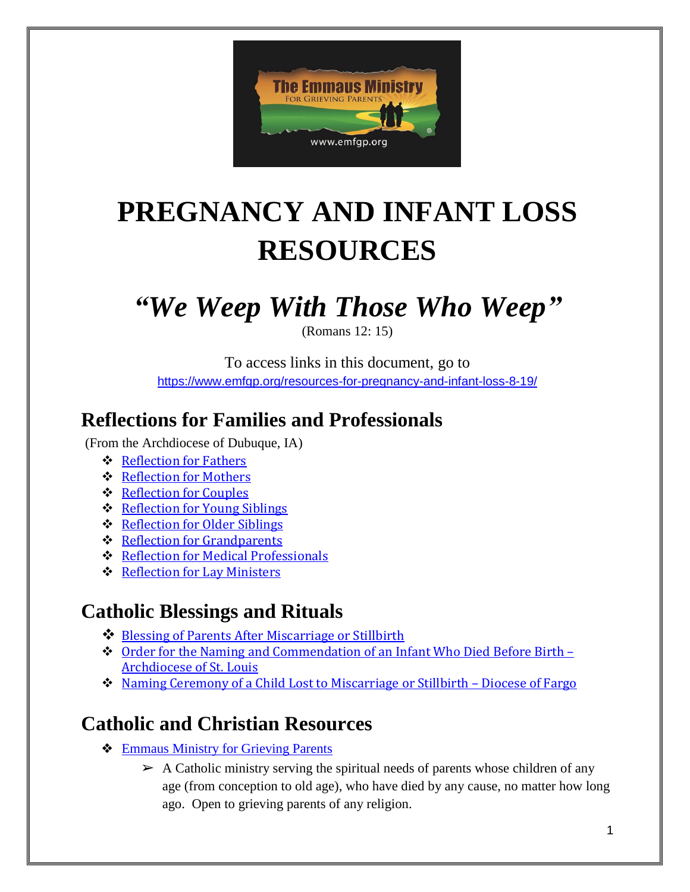# PREGNANCY AND INFANT LOSS RESOURCES

## *"We Weep With Those Who Weep"*

(Romans 12: 15)

To access links in this document, go to
https://www.emfgp.org/resources-for-pregnancy-and-infant-loss-8-19/

## Reflections for Families and Professionals

(From the Archdiocese of Dubuque, IA)

- Reflection for Fathers
- Reflection for Mothers
- Reflection for Couples
- Reflection for Young Siblings
- Reflection for Older Siblings
- Reflection for Grandparents
- Reflection for Medical Professionals
- Reflection for Lay Ministers

## Catholic Blessings and Rituals

- Blessing of Parents After Miscarriage or Stillbirth
- Order for the Naming and Commendation of an Infant Who Died Before Birth – Archdiocese of St. Louis
- Naming Ceremony of a Child Lost to Miscarriage or Stillbirth – Diocese of Fargo

## Catholic and Christian Resources

- Emmaus Ministry for Grieving Parents
  - A Catholic ministry serving the spiritual needs of parents whose children of any age (from conception to old age), who have died by any cause, no matter how long ago. Open to grieving parents of any religion.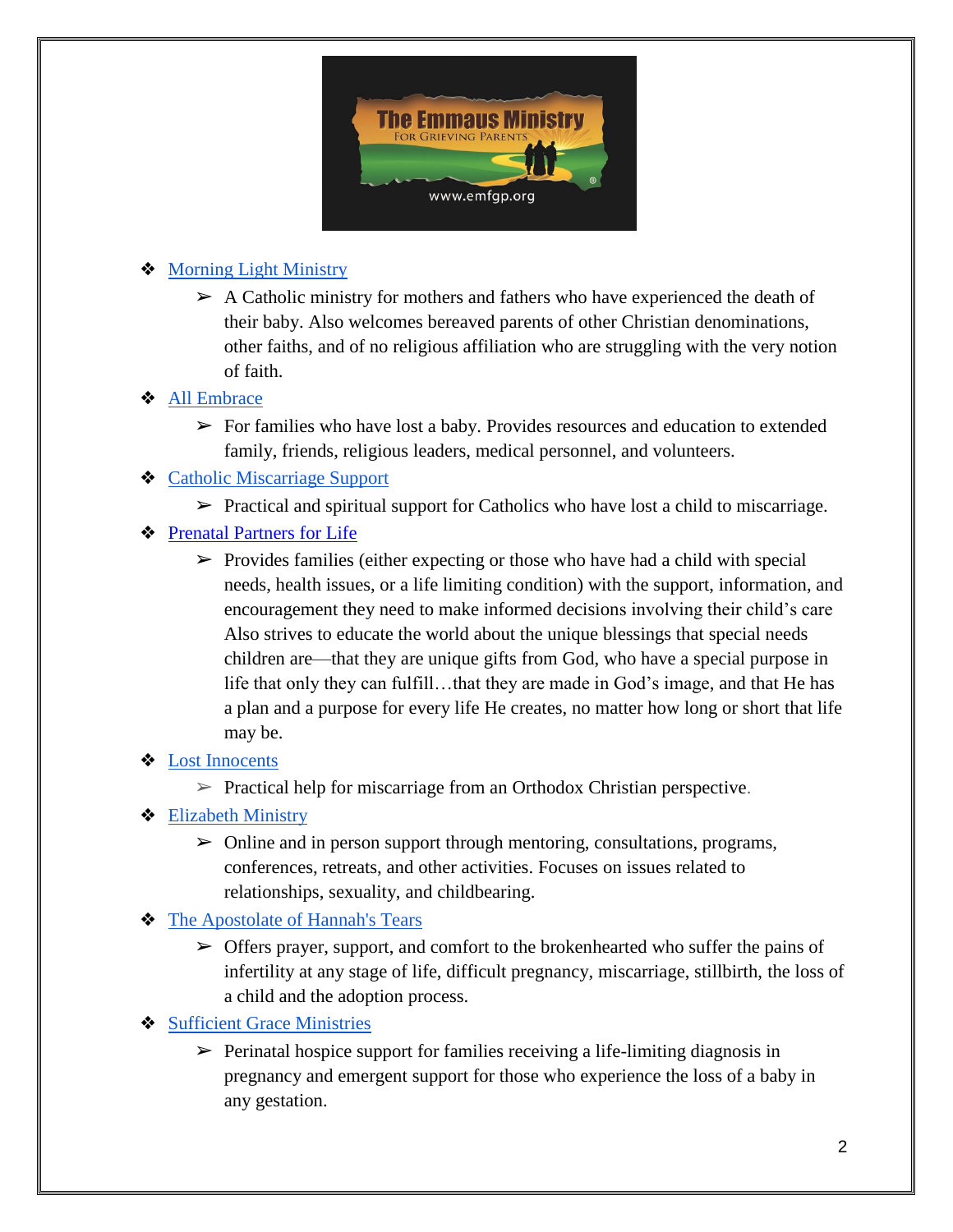- [Morning Light Ministry]
  - A Catholic ministry for mothers and fathers who have experienced the death of their baby. Also welcomes bereaved parents of other Christian denominations, other faiths, and of no religious affiliation who are struggling with the very notion of faith.
- [All Embrace]
  - For families who have lost a baby. Provides resources and education to extended family, friends, religious leaders, medical personnel, and volunteers.
- [Catholic Miscarriage Support]
  - Practical and spiritual support for Catholics who have lost a child to miscarriage.
- [Prenatal Partners for Life]
  - Provides families (either expecting or those who have had a child with special needs, health issues, or a life limiting condition) with the support, information, and encouragement they need to make informed decisions involving their child's care Also strives to educate the world about the unique blessings that special needs children are—that they are unique gifts from God, who have a special purpose in life that only they can fulfill…that they are made in God's image, and that He has a plan and a purpose for every life He creates, no matter how long or short that life may be.
- [Lost Innocents]
  - Practical help for miscarriage from an Orthodox Christian perspective.
- [Elizabeth Ministry]
  - Online and in person support through mentoring, consultations, programs, conferences, retreats, and other activities. Focuses on issues related to relationships, sexuality, and childbearing.
- [The Apostolate of Hannah's Tears]
  - Offers prayer, support, and comfort to the brokenhearted who suffer the pains of infertility at any stage of life, difficult pregnancy, miscarriage, stillbirth, the loss of a child and the adoption process.
- [Sufficient Grace Ministries]
  - Perinatal hospice support for families receiving a life-limiting diagnosis in pregnancy and emergent support for those who experience the loss of a baby in any gestation.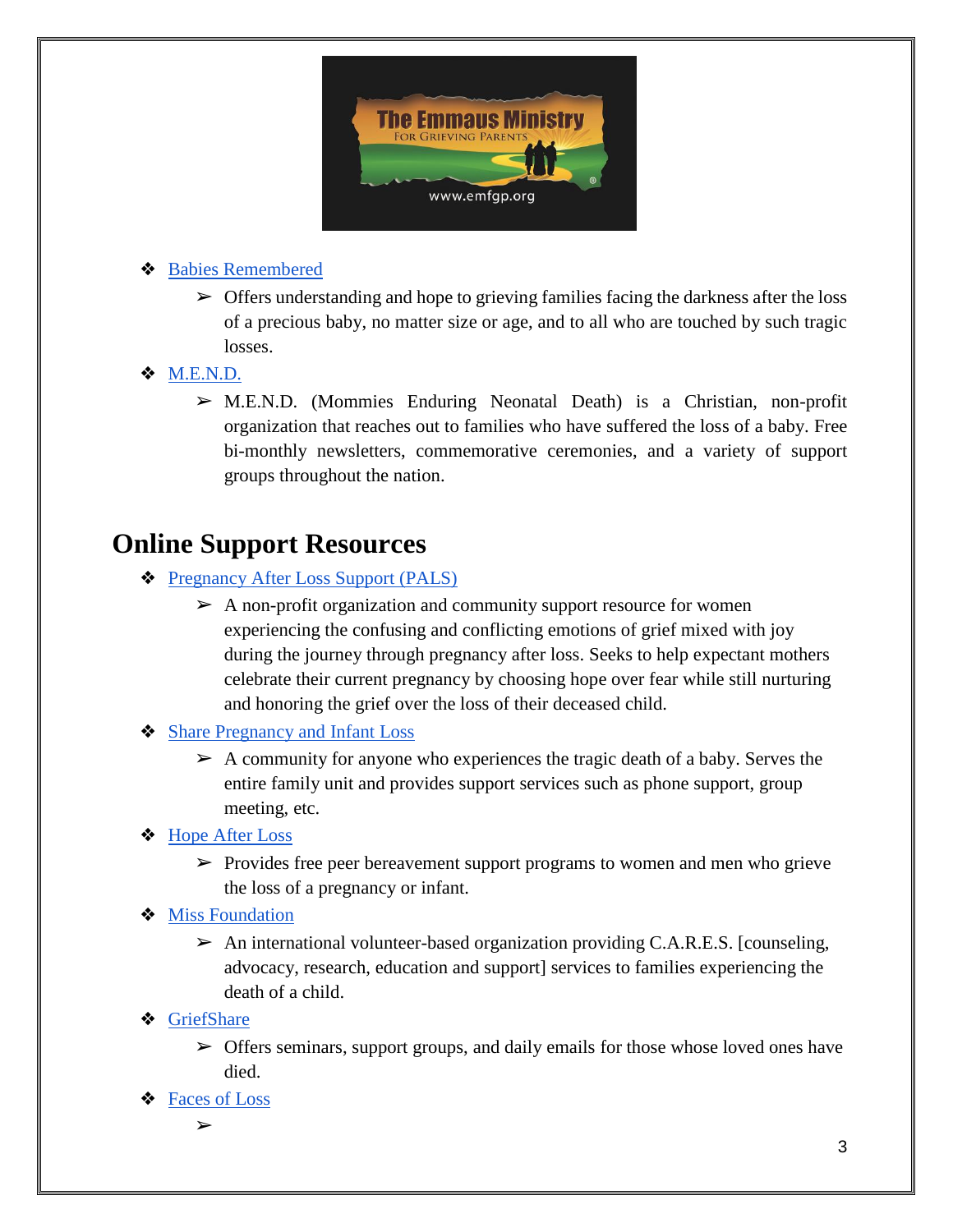- [Babies Remembered]
  - Offers understanding and hope to grieving families facing the darkness after the loss of a precious baby, no matter size or age, and to all who are touched by such tragic losses.
- [M.E.N.D.]
  - M.E.N.D. (Mommies Enduring Neonatal Death) is a Christian, non-profit organization that reaches out to families who have suffered the loss of a baby. Free bi-monthly newsletters, commemorative ceremonies, and a variety of support groups throughout the nation.

## Online Support Resources

- [Pregnancy After Loss Support (PALS)]
  - A non-profit organization and community support resource for women experiencing the confusing and conflicting emotions of grief mixed with joy during the journey through pregnancy after loss. Seeks to help expectant mothers celebrate their current pregnancy by choosing hope over fear while still nurturing and honoring the grief over the loss of their deceased child.
- [Share Pregnancy and Infant Loss]
  - A community for anyone who experiences the tragic death of a baby. Serves the entire family unit and provides support services such as phone support, group meeting, etc.
- [Hope After Loss]
  - Provides free peer bereavement support programs to women and men who grieve the loss of a pregnancy or infant.
- [Miss Foundation]
  - An international volunteer-based organization providing C.A.R.E.S. [counseling, advocacy, research, education and support] services to families experiencing the death of a child.
- [GriefShare]
  - Offers seminars, support groups, and daily emails for those whose loved ones have died.
- [Faces of Loss]
  -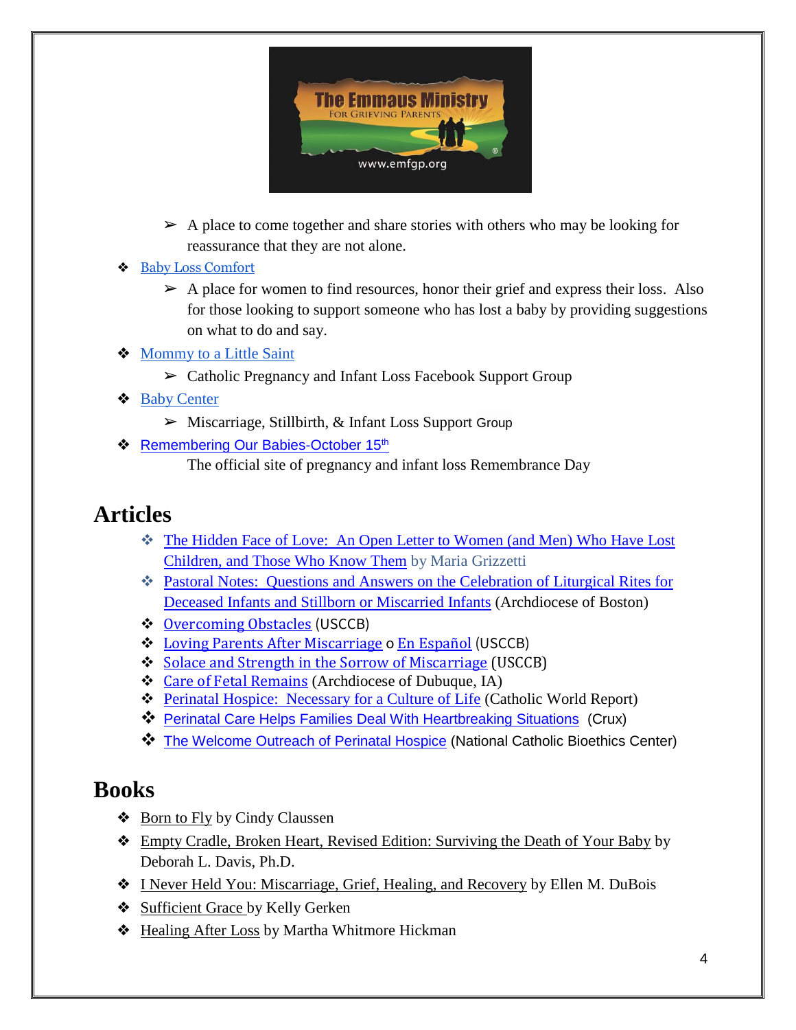- A place to come together and share stories with others who may be looking for reassurance that they are not alone.

- Baby Loss Comfort
  - A place for women to find resources, honor their grief and express their loss. Also for those looking to support someone who has lost a baby by providing suggestions on what to do and say.
- Mommy to a Little Saint
  - Catholic Pregnancy and Infant Loss Facebook Support Group
- Baby Center
  - Miscarriage, Stillbirth, & Infant Loss Support Group
- Remembering Our Babies-October 15th

  The official site of pregnancy and infant loss Remembrance Day

# Articles

- The Hidden Face of Love: An Open Letter to Women (and Men) Who Have Lost Children, and Those Who Know Them by Maria Grizzetti
- Pastoral Notes: Questions and Answers on the Celebration of Liturgical Rites for Deceased Infants and Stillborn or Miscarried Infants (Archdiocese of Boston)
- Overcoming Obstacles (USCCB)
- Loving Parents After Miscarriage o En Español (USCCB)
- Solace and Strength in the Sorrow of Miscarriage (USCCB)
- Care of Fetal Remains (Archdiocese of Dubuque, IA)
- Perinatal Hospice: Necessary for a Culture of Life (Catholic World Report)
- Perinatal Care Helps Families Deal With Heartbreaking Situations (Crux)
- The Welcome Outreach of Perinatal Hospice (National Catholic Bioethics Center)

# Books

- Born to Fly by Cindy Claussen
- Empty Cradle, Broken Heart, Revised Edition: Surviving the Death of Your Baby by Deborah L. Davis, Ph.D.
- I Never Held You: Miscarriage, Grief, Healing, and Recovery by Ellen M. DuBois
- Sufficient Grace by Kelly Gerken
- Healing After Loss by Martha Whitmore Hickman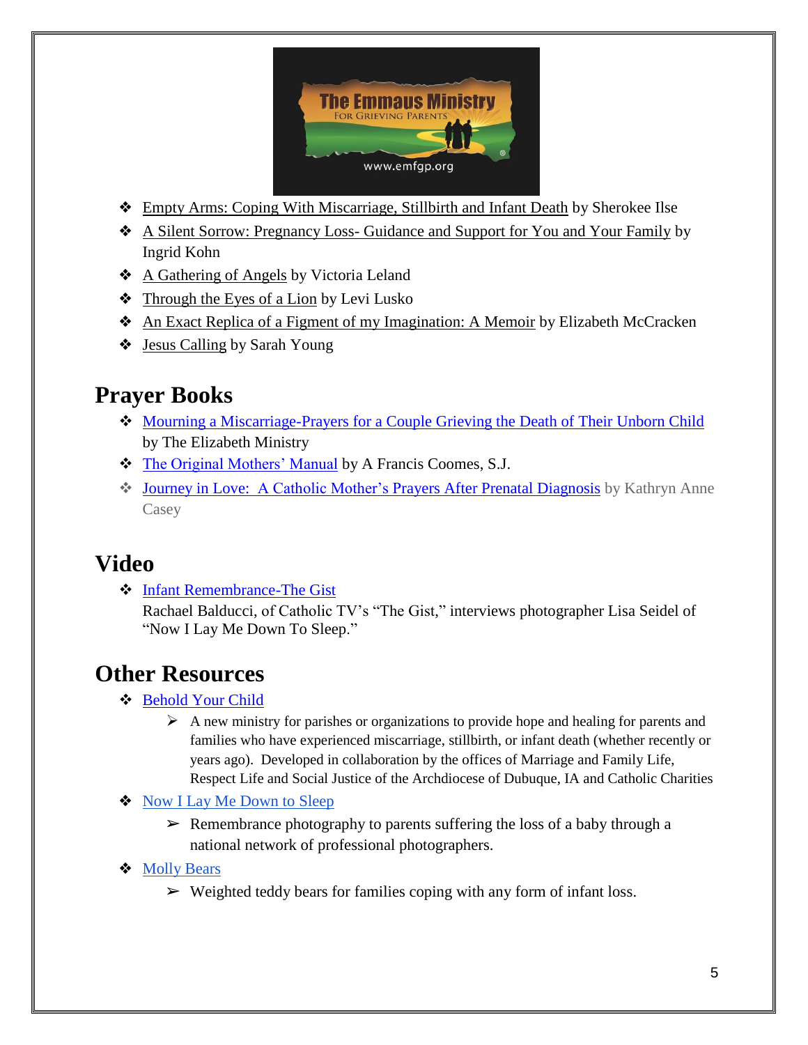- Empty Arms: Coping With Miscarriage, Stillbirth and Infant Death by Sherokee Ilse
- A Silent Sorrow: Pregnancy Loss- Guidance and Support for You and Your Family by Ingrid Kohn
- A Gathering of Angels by Victoria Leland
- Through the Eyes of a Lion by Levi Lusko
- An Exact Replica of a Figment of my Imagination: A Memoir by Elizabeth McCracken
- Jesus Calling by Sarah Young

## Prayer Books

- Mourning a Miscarriage-Prayers for a Couple Grieving the Death of Their Unborn Child by The Elizabeth Ministry
- The Original Mothers' Manual by A Francis Coomes, S.J.
- Journey in Love: A Catholic Mother's Prayers After Prenatal Diagnosis by Kathryn Anne Casey

## Video

- Infant Remembrance-The Gist
  Rachael Balducci, of Catholic TV's "The Gist," interviews photographer Lisa Seidel of "Now I Lay Me Down To Sleep."

## Other Resources

- Behold Your Child
  - A new ministry for parishes or organizations to provide hope and healing for parents and families who have experienced miscarriage, stillbirth, or infant death (whether recently or years ago). Developed in collaboration by the offices of Marriage and Family Life, Respect Life and Social Justice of the Archdiocese of Dubuque, IA and Catholic Charities
- Now I Lay Me Down to Sleep
  - Remembrance photography to parents suffering the loss of a baby through a national network of professional photographers.
- Molly Bears
  - Weighted teddy bears for families coping with any form of infant loss.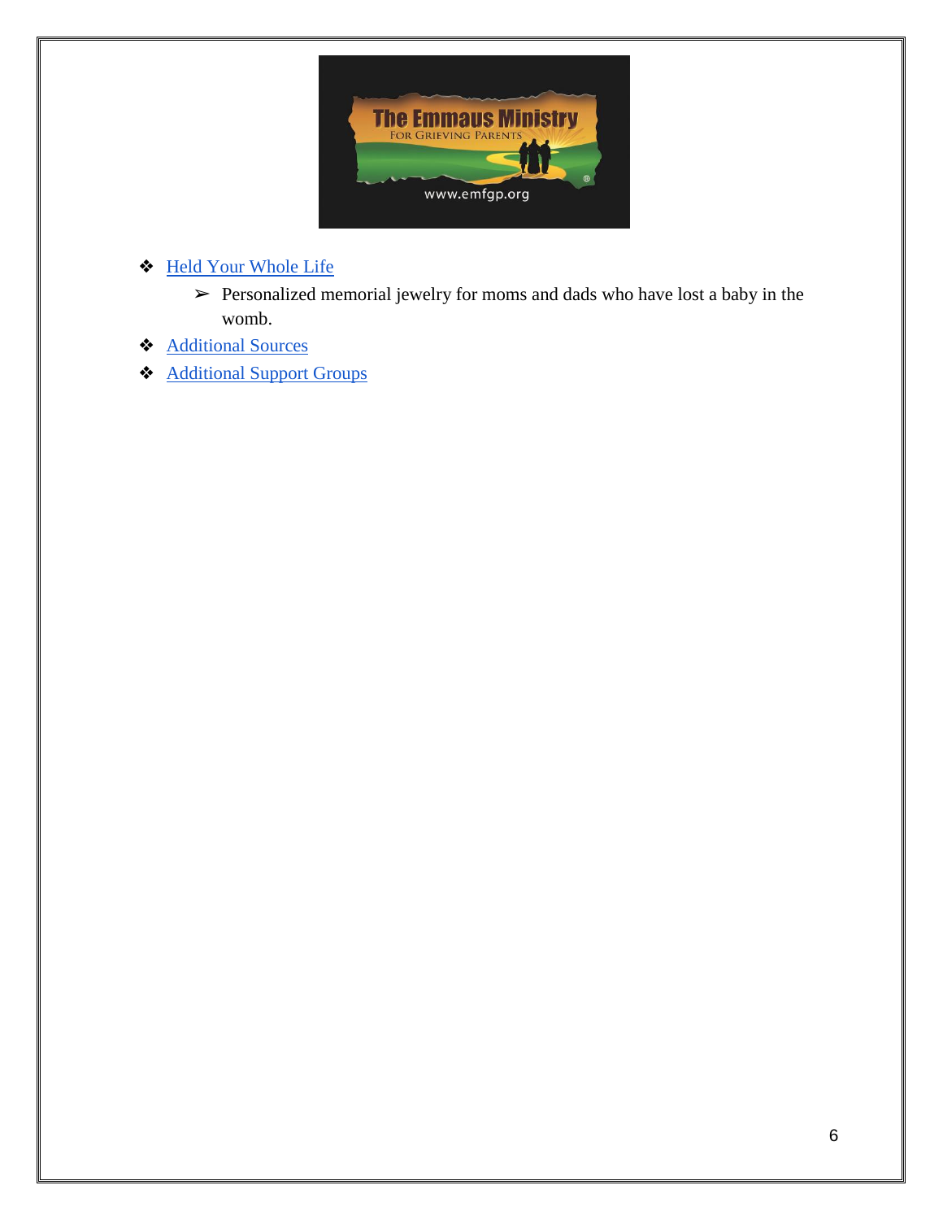- Held Your Whole Life
  - Personalized memorial jewelry for moms and dads who have lost a baby in the womb.
- Additional Sources
- Additional Support Groups